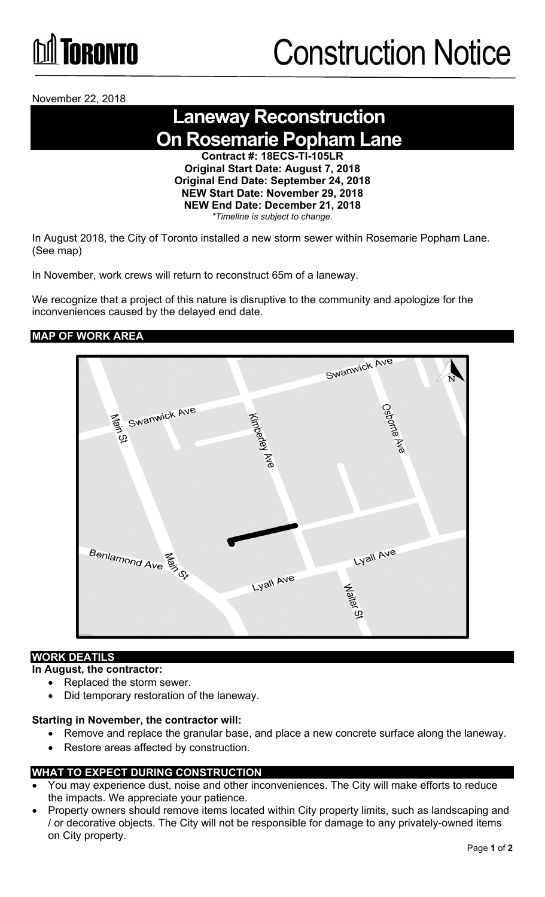# Construction Notice

November 22, 2018

## Laneway Reconstruction On Rosemarie Popham Lane

**Contract #: 18ECS-TI-105LR**
**Original Start Date: August 7, 2018**
**Original End Date: September 24, 2018**
**NEW Start Date: November 29, 2018**
**NEW End Date: December 21, 2018**
*\*Timeline is subject to change.*

In August 2018, the City of Toronto installed a new storm sewer within Rosemarie Popham Lane. (See map)

In November, work crews will return to reconstruct 65m of a laneway.

We recognize that a project of this nature is disruptive to the community and apologize for the inconveniences caused by the delayed end date.

### MAP OF WORK AREA

### WORK DEATILS

**In August, the contractor:**

- Replaced the storm sewer.
- Did temporary restoration of the laneway.

**Starting in November, the contractor will:**

- Remove and replace the granular base, and place a new concrete surface along the laneway.
- Restore areas affected by construction.

### WHAT TO EXPECT DURING CONSTRUCTION

- You may experience dust, noise and other inconveniences. The City will make efforts to reduce the impacts. We appreciate your patience.
- Property owners should remove items located within City property limits, such as landscaping and / or decorative objects. The City will not be responsible for damage to any privately-owned items on City property.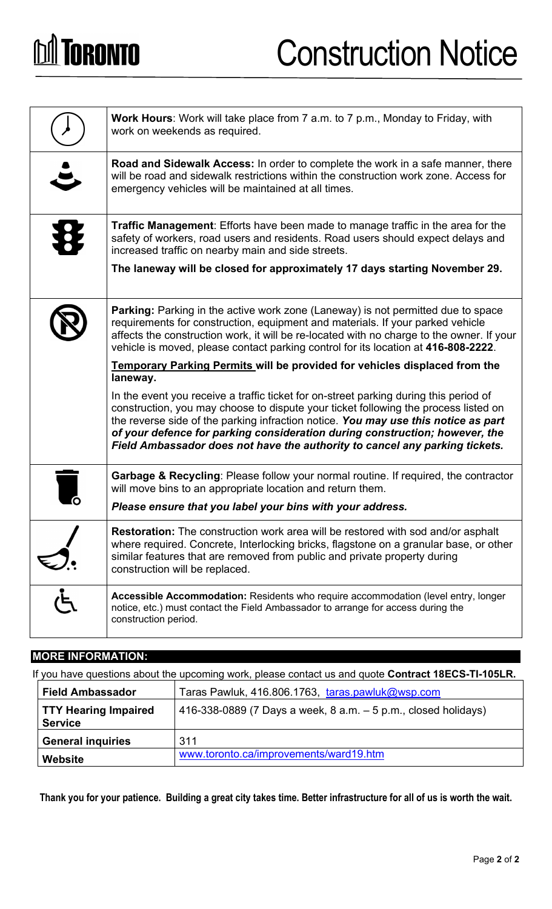# Construction Notice

**Work Hours**: Work will take place from 7 a.m. to 7 p.m., Monday to Friday, with work on weekends as required.

**Road and Sidewalk Access:** In order to complete the work in a safe manner, there will be road and sidewalk restrictions within the construction work zone. Access for emergency vehicles will be maintained at all times.

**Traffic Management**: Efforts have been made to manage traffic in the area for the safety of workers, road users and residents. Road users should expect delays and increased traffic on nearby main and side streets.

**The laneway will be closed for approximately 17 days starting November 29.**

**Parking:** Parking in the active work zone (Laneway) is not permitted due to space requirements for construction, equipment and materials. If your parked vehicle affects the construction work, it will be re-located with no charge to the owner. If your vehicle is moved, please contact parking control for its location at **416-808-2222**.

**Temporary Parking Permits will be provided for vehicles displaced from the laneway.**

In the event you receive a traffic ticket for on-street parking during this period of construction, you may choose to dispute your ticket following the process listed on the reverse side of the parking infraction notice. ***You may use this notice as part of your defence for parking consideration during construction; however, the Field Ambassador does not have the authority to cancel any parking tickets.***

**Garbage & Recycling**: Please follow your normal routine. If required, the contractor will move bins to an appropriate location and return them.

***Please ensure that you label your bins with your address.***

**Restoration:** The construction work area will be restored with sod and/or asphalt where required. Concrete, Interlocking bricks, flagstone on a granular base, or other similar features that are removed from public and private property during construction will be replaced.

**Accessible Accommodation:** Residents who require accommodation (level entry, longer notice, etc.) must contact the Field Ambassador to arrange for access during the construction period.

## MORE INFORMATION:

If you have questions about the upcoming work, please contact us and quote **Contract 18ECS-TI-105LR.**

| | |
|---|---|
| **Field Ambassador** | Taras Pawluk, 416.806.1763, taras.pawluk@wsp.com |
| **TTY Hearing Impaired Service** | 416-338-0889 (7 Days a week, 8 a.m. – 5 p.m., closed holidays) |
| **General inquiries** | 311 |
| **Website** | www.toronto.ca/improvements/ward19.htm |

**Thank you for your patience. Building a great city takes time. Better infrastructure for all of us is worth the wait.**